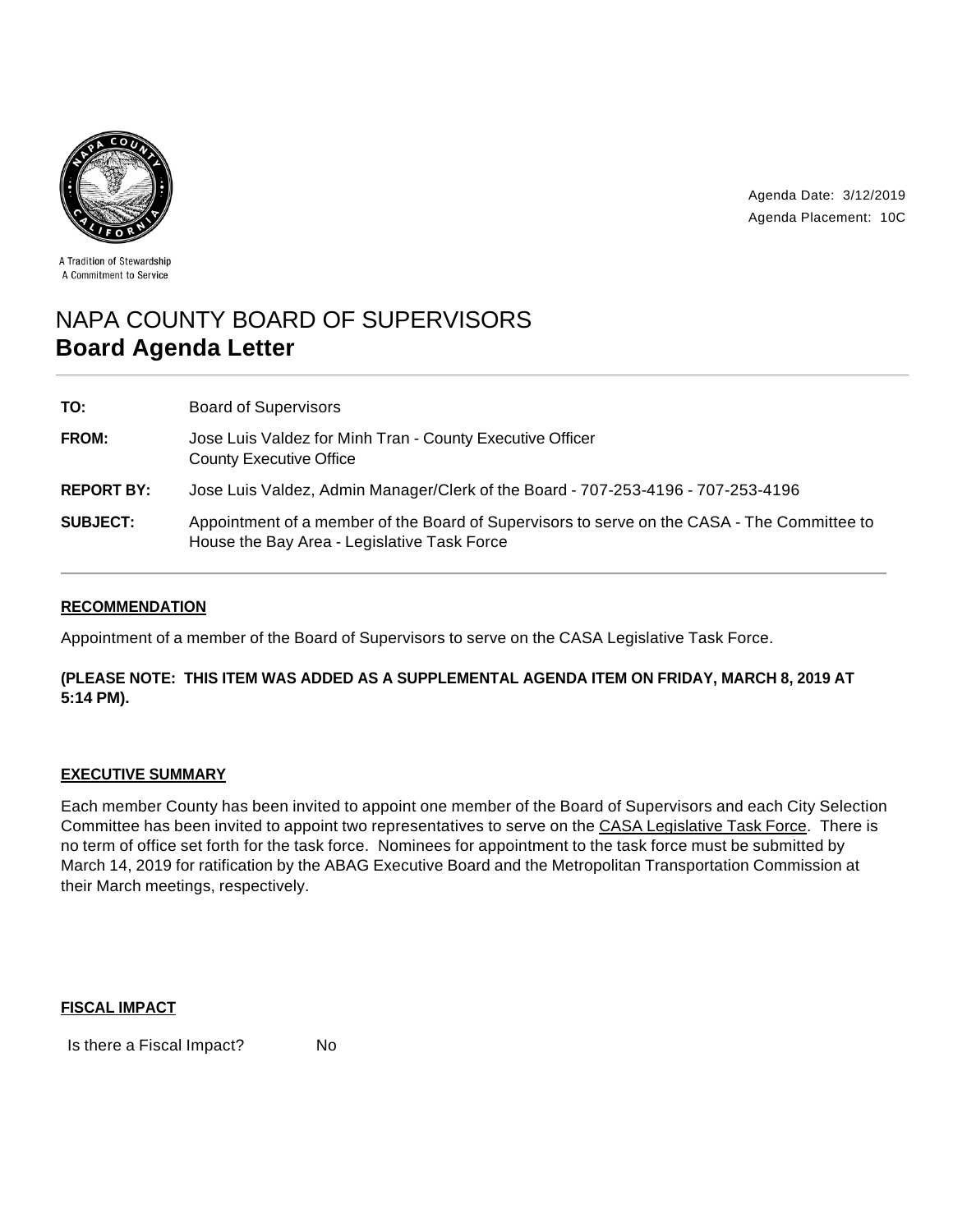A Tradition of Stewardship
A Commitment to Service

Agenda Date: 3/12/2019
Agenda Placement: 10C

# NAPA COUNTY BOARD OF SUPERVISORS
# **Board Agenda Letter**

| | |
|---|---|
| **TO:** | Board of Supervisors |
| **FROM:** | Jose Luis Valdez for Minh Tran - County Executive Officer<br>County Executive Office |
| **REPORT BY:** | Jose Luis Valdez, Admin Manager/Clerk of the Board - 707-253-4196 - 707-253-4196 |
| **SUBJECT:** | Appointment of a member of the Board of Supervisors to serve on the CASA - The Committee to House the Bay Area - Legislative Task Force |

## RECOMMENDATION

Appointment of a member of the Board of Supervisors to serve on the CASA Legislative Task Force.

**(PLEASE NOTE: THIS ITEM WAS ADDED AS A SUPPLEMENTAL AGENDA ITEM ON FRIDAY, MARCH 8, 2019 AT 5:14 PM).**

## EXECUTIVE SUMMARY

Each member County has been invited to appoint one member of the Board of Supervisors and each City Selection Committee has been invited to appoint two representatives to serve on the CASA Legislative Task Force. There is no term of office set forth for the task force. Nominees for appointment to the task force must be submitted by March 14, 2019 for ratification by the ABAG Executive Board and the Metropolitan Transportation Commission at their March meetings, respectively.

## FISCAL IMPACT

Is there a Fiscal Impact? No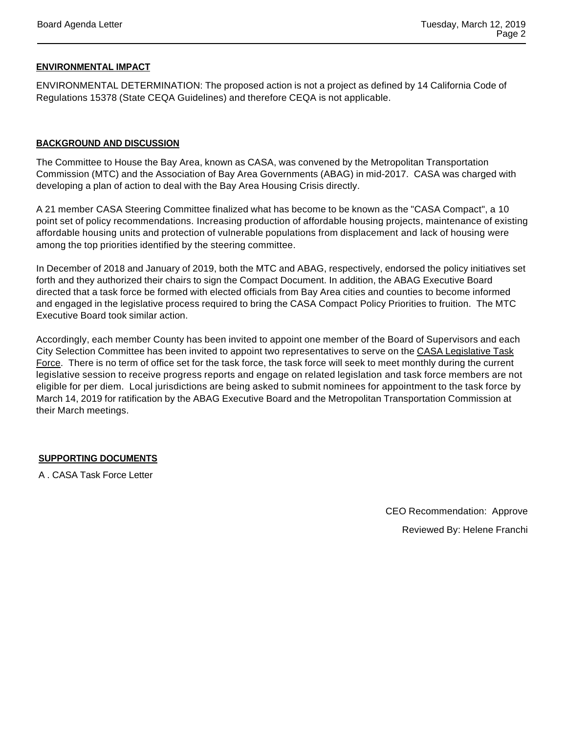## ENVIRONMENTAL IMPACT

ENVIRONMENTAL DETERMINATION: The proposed action is not a project as defined by 14 California Code of Regulations 15378 (State CEQA Guidelines) and therefore CEQA is not applicable.

## BACKGROUND AND DISCUSSION

The Committee to House the Bay Area, known as CASA, was convened by the Metropolitan Transportation Commission (MTC) and the Association of Bay Area Governments (ABAG) in mid-2017. CASA was charged with developing a plan of action to deal with the Bay Area Housing Crisis directly.

A 21 member CASA Steering Committee finalized what has become to be known as the "CASA Compact", a 10 point set of policy recommendations. Increasing production of affordable housing projects, maintenance of existing affordable housing units and protection of vulnerable populations from displacement and lack of housing were among the top priorities identified by the steering committee.

In December of 2018 and January of 2019, both the MTC and ABAG, respectively, endorsed the policy initiatives set forth and they authorized their chairs to sign the Compact Document. In addition, the ABAG Executive Board directed that a task force be formed with elected officials from Bay Area cities and counties to become informed and engaged in the legislative process required to bring the CASA Compact Policy Priorities to fruition. The MTC Executive Board took similar action.

Accordingly, each member County has been invited to appoint one member of the Board of Supervisors and each City Selection Committee has been invited to appoint two representatives to serve on the CASA Legislative Task Force. There is no term of office set for the task force, the task force will seek to meet monthly during the current legislative session to receive progress reports and engage on related legislation and task force members are not eligible for per diem. Local jurisdictions are being asked to submit nominees for appointment to the task force by March 14, 2019 for ratification by the ABAG Executive Board and the Metropolitan Transportation Commission at their March meetings.

## SUPPORTING DOCUMENTS

A . CASA Task Force Letter

CEO Recommendation: Approve

Reviewed By: Helene Franchi